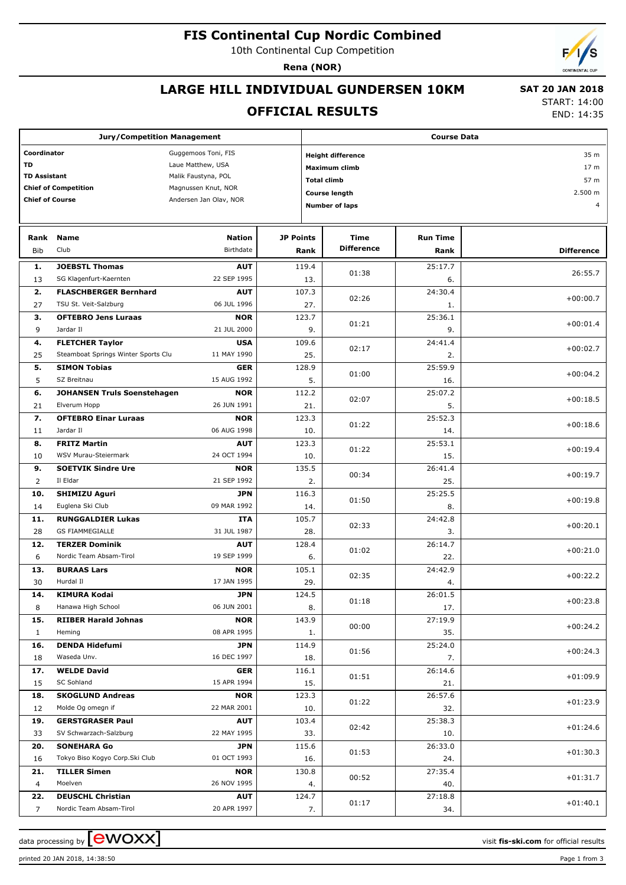# FIS Continental Cup Nordic Combined

10th Continental Cup Competition

**Rena (NOR)**

## LARGE HILL INDIVIDUAL GUNDERSEN 10KM

## OFFICIAL RESULTS

**SAT 20 JAN 2018**
START: 14:00
END: 14:35

| Jury/Competition Management | |
|---|---|
| Coordinator | Guggemoos Toni, FIS |
| TD | Laue Matthew, USA |
| TD Assistant | Malik Faustyna, POL |
| Chief of Competition | Magnussen Knut, NOR |
| Chief of Course | Andersen Jan Olav, NOR |

| Course Data | |
|---|---|
| Height difference | 35 m |
| Maximum climb | 17 m |
| Total climb | 57 m |
| Course length | 2.500 m |
| Number of laps | 4 |

| Rank | Bib | Name | Club | Nation | Birthdate | JP Points | JP Rank | Time Difference | Run Time | Run Time Rank | Difference |
|---|---|---|---|---|---|---|---|---|---|---|---|
| 1. | 13 | JOEBSTL Thomas | SG Klagenfurt-Kaernten | AUT | 22 SEP 1995 | 119.4 | 13. | 01:38 | 25:17.7 | 6. | 26:55.7 |
| 2. | 27 | FLASCHBERGER Bernhard | TSU St. Veit-Salzburg | AUT | 06 JUL 1996 | 107.3 | 27. | 02:26 | 24:30.4 | 1. | +00:00.7 |
| 3. | 9 | OFTEBRO Jens Luraas | Jardar Il | NOR | 21 JUL 2000 | 123.7 | 9. | 01:21 | 25:36.1 | 9. | +00:01.4 |
| 4. | 25 | FLETCHER Taylor | Steamboat Springs Winter Sports Clu | USA | 11 MAY 1990 | 109.6 | 25. | 02:17 | 24:41.4 | 2. | +00:02.7 |
| 5. | 5 | SIMON Tobias | SZ Breitnau | GER | 15 AUG 1992 | 128.9 | 5. | 01:00 | 25:59.9 | 16. | +00:04.2 |
| 6. | 21 | JOHANSEN Truls Soenstehagen | Elverum Hopp | NOR | 26 JUN 1991 | 112.2 | 21. | 02:07 | 25:07.2 | 5. | +00:18.5 |
| 7. | 11 | OFTEBRO Einar Luraas | Jardar Il | NOR | 06 AUG 1998 | 123.3 | 10. | 01:22 | 25:52.3 | 14. | +00:18.6 |
| 8. | 10 | FRITZ Martin | WSV Murau-Steiermark | AUT | 24 OCT 1994 | 123.3 | 10. | 01:22 | 25:53.1 | 15. | +00:19.4 |
| 9. | 2 | SOETVIK Sindre Ure | Il Eldar | NOR | 21 SEP 1992 | 135.5 | 2. | 00:34 | 26:41.4 | 25. | +00:19.7 |
| 10. | 14 | SHIMIZU Aguri | Euglena Ski Club | JPN | 09 MAR 1992 | 116.3 | 14. | 01:50 | 25:25.5 | 8. | +00:19.8 |
| 11. | 28 | RUNGGALDIER Lukas | GS FIAMMEGIALLE | ITA | 31 JUL 1987 | 105.7 | 28. | 02:33 | 24:42.8 | 3. | +00:20.1 |
| 12. | 6 | TERZER Dominik | Nordic Team Absam-Tirol | AUT | 19 SEP 1999 | 128.4 | 6. | 01:02 | 26:14.7 | 22. | +00:21.0 |
| 13. | 30 | BURAAS Lars | Hurdal Il | NOR | 17 JAN 1995 | 105.1 | 29. | 02:35 | 24:42.9 | 4. | +00:22.2 |
| 14. | 8 | KIMURA Kodai | Hanawa High School | JPN | 06 JUN 2001 | 124.5 | 8. | 01:18 | 26:01.5 | 17. | +00:23.8 |
| 15. | 1 | RIIBER Harald Johnas | Heming | NOR | 08 APR 1995 | 143.9 | 1. | 00:00 | 27:19.9 | 35. | +00:24.2 |
| 16. | 18 | DENDA Hidefumi | Waseda Unv. | JPN | 16 DEC 1997 | 114.9 | 18. | 01:56 | 25:24.0 | 7. | +00:24.3 |
| 17. | 15 | WELDE David | SC Sohland | GER | 15 APR 1994 | 116.1 | 15. | 01:51 | 26:14.6 | 21. | +01:09.9 |
| 18. | 12 | SKOGLUND Andreas | Molde Og omegn if | NOR | 22 MAR 2001 | 123.3 | 10. | 01:22 | 26:57.6 | 32. | +01:23.9 |
| 19. | 33 | GERSTGRASER Paul | SV Schwarzach-Salzburg | AUT | 22 MAY 1995 | 103.4 | 33. | 02:42 | 25:38.3 | 10. | +01:24.6 |
| 20. | 16 | SONEHARA Go | Tokyo Biso Kogyo Corp.Ski Club | JPN | 01 OCT 1993 | 115.6 | 16. | 01:53 | 26:33.0 | 24. | +01:30.3 |
| 21. | 4 | TILLER Simen | Moelven | NOR | 26 NOV 1995 | 130.8 | 4. | 00:52 | 27:35.4 | 40. | +01:31.7 |
| 22. | 7 | DEUSCHL Christian | Nordic Team Absam-Tirol | AUT | 20 APR 1997 | 124.7 | 7. | 01:17 | 27:18.8 | 34. | +01:40.1 |

data processing by ewoxx — visit fis-ski.com for official results

printed 20 JAN 2018, 14:38:50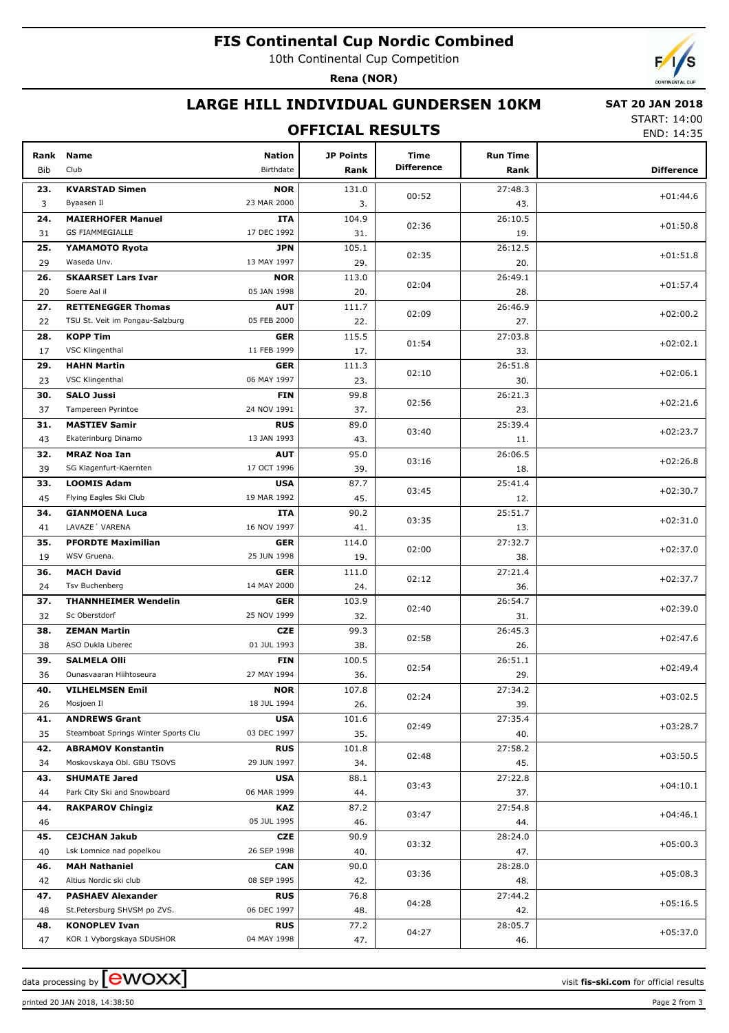# FIS Continental Cup Nordic Combined

10th Continental Cup Competition

**Rena (NOR)**

## LARGE HILL INDIVIDUAL GUNDERSEN 10KM

**SAT 20 JAN 2018**

START: 14:00

END: 14:35

## OFFICIAL RESULTS

| Rank | Bib | Name | Club | Nation | Birthdate | JP Points | JP Rank | Time Difference | Run Time | Run Rank | Difference |
|---|---|---|---|---|---|---|---|---|---|---|---|
| 23. | 3 | KVARSTAD Simen | Byaasen Il | NOR | 23 MAR 2000 | 131.0 | 3. | 00:52 | 27:48.3 | 43. | +01:44.6 |
| 24. | 31 | MAIERHOFER Manuel | GS FIAMMEGIALLE | ITA | 17 DEC 1992 | 104.9 | 31. | 02:36 | 26:10.5 | 19. | +01:50.8 |
| 25. | 29 | YAMAMOTO Ryota | Waseda Unv. | JPN | 13 MAY 1997 | 105.1 | 29. | 02:35 | 26:12.5 | 20. | +01:51.8 |
| 26. | 20 | SKAARSET Lars Ivar | Soere Aal il | NOR | 05 JAN 1998 | 113.0 | 20. | 02:04 | 26:49.1 | 28. | +01:57.4 |
| 27. | 22 | RETTENEGGER Thomas | TSU St. Veit im Pongau-Salzburg | AUT | 05 FEB 2000 | 111.7 | 22. | 02:09 | 26:46.9 | 27. | +02:00.2 |
| 28. | 17 | KOPP Tim | VSC Klingenthal | GER | 11 FEB 1999 | 115.5 | 17. | 01:54 | 27:03.8 | 33. | +02:02.1 |
| 29. | 23 | HAHN Martin | VSC Klingenthal | GER | 06 MAY 1997 | 111.3 | 23. | 02:10 | 26:51.8 | 30. | +02:06.1 |
| 30. | 37 | SALO Jussi | Tampereen Pyrintoe | FIN | 24 NOV 1991 | 99.8 | 37. | 02:56 | 26:21.3 | 23. | +02:21.6 |
| 31. | 43 | MASTIEV Samir | Ekaterinburg Dinamo | RUS | 13 JAN 1993 | 89.0 | 43. | 03:40 | 25:39.4 | 11. | +02:23.7 |
| 32. | 39 | MRAZ Noa Ian | SG Klagenfurt-Kaernten | AUT | 17 OCT 1996 | 95.0 | 39. | 03:16 | 26:06.5 | 18. | +02:26.8 |
| 33. | 45 | LOOMIS Adam | Flying Eagles Ski Club | USA | 19 MAR 1992 | 87.7 | 45. | 03:45 | 25:41.4 | 12. | +02:30.7 |
| 34. | 41 | GIANMOENA Luca | LAVAZE´ VARENA | ITA | 16 NOV 1997 | 90.2 | 41. | 03:35 | 25:51.7 | 13. | +02:31.0 |
| 35. | 19 | PFORDTE Maximilian | WSV Gruena. | GER | 25 JUN 1998 | 114.0 | 19. | 02:00 | 27:32.7 | 38. | +02:37.0 |
| 36. | 24 | MACH David | Tsv Buchenberg | GER | 14 MAY 2000 | 111.0 | 24. | 02:12 | 27:21.4 | 36. | +02:37.7 |
| 37. | 32 | THANNHEIMER Wendelin | Sc Oberstdorf | GER | 25 NOV 1999 | 103.9 | 32. | 02:40 | 26:54.7 | 31. | +02:39.0 |
| 38. | 38 | ZEMAN Martin | ASO Dukla Liberec | CZE | 01 JUL 1993 | 99.3 | 38. | 02:58 | 26:45.3 | 26. | +02:47.6 |
| 39. | 36 | SALMELA Olli | Ounasvaaran Hiihtoseura | FIN | 27 MAY 1994 | 100.5 | 36. | 02:54 | 26:51.1 | 29. | +02:49.4 |
| 40. | 26 | VILHELMSEN Emil | Mosjoen Il | NOR | 18 JUL 1994 | 107.8 | 26. | 02:24 | 27:34.2 | 39. | +03:02.5 |
| 41. | 35 | ANDREWS Grant | Steamboat Springs Winter Sports Clu | USA | 03 DEC 1997 | 101.6 | 35. | 02:49 | 27:35.4 | 40. | +03:28.7 |
| 42. | 34 | ABRAMOV Konstantin | Moskovskaya Obl. GBU TSOVS | RUS | 29 JUN 1997 | 101.8 | 34. | 02:48 | 27:58.2 | 45. | +03:50.5 |
| 43. | 44 | SHUMATE Jared | Park City Ski and Snowboard | USA | 06 MAR 1999 | 88.1 | 44. | 03:43 | 27:22.8 | 37. | +04:10.1 |
| 44. | 46 | RAKPAROV Chingiz | | KAZ | 05 JUL 1995 | 87.2 | 46. | 03:47 | 27:54.8 | 44. | +04:46.1 |
| 45. | 40 | CEJCHAN Jakub | Lsk Lomnice nad popelkou | CZE | 26 SEP 1998 | 90.9 | 40. | 03:32 | 28:24.0 | 47. | +05:00.3 |
| 46. | 42 | MAH Nathaniel | Altius Nordic ski club | CAN | 08 SEP 1995 | 90.0 | 42. | 03:36 | 28:28.0 | 48. | +05:08.3 |
| 47. | 48 | PASHAEV Alexander | St.Petersburg SHVSM po ZVS. | RUS | 06 DEC 1997 | 76.8 | 48. | 04:28 | 27:44.2 | 42. | +05:16.5 |
| 48. | 47 | KONOPLEV Ivan | KOR 1 Vyborgskaya SDUSHOR | RUS | 04 MAY 1998 | 77.2 | 47. | 04:27 | 28:05.7 | 46. | +05:37.0 |

data processing by ewoxx — visit fis-ski.com for official results

printed 20 JAN 2018, 14:38:50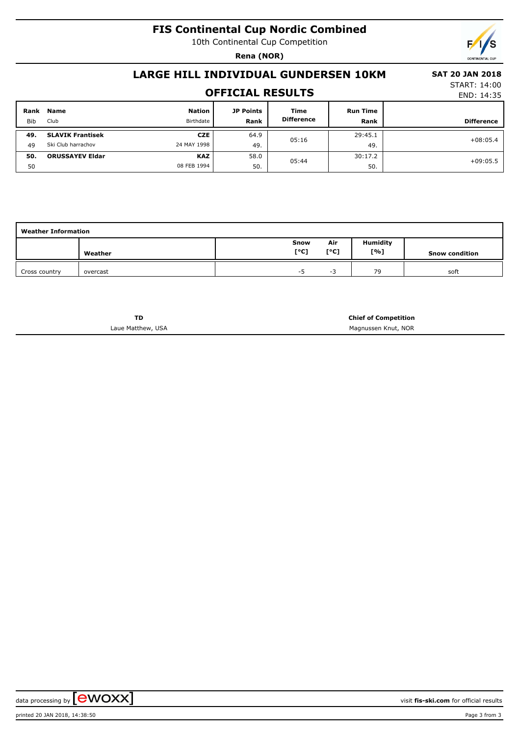# FIS Continental Cup Nordic Combined

10th Continental Cup Competition

**Rena (NOR)**

## LARGE HILL INDIVIDUAL GUNDERSEN 10KM

**SAT 20 JAN 2018**

START: 14:00

END: 14:35

### OFFICIAL RESULTS

| Rank<br>Bib | Name<br>Club | Nation<br>Birthdate | JP Points<br>Rank | Time Difference | Run Time<br>Rank | Difference |
|---|---|---|---|---|---|---|
| **49.**<br>49 | **SLAVIK Frantisek**<br>Ski Club harrachov | **CZE**<br>24 MAY 1998 | 64.9<br>49. | 05:16 | 29:45.1<br>49. | +08:05.4 |
| **50.**<br>50 | **ORUSSAYEV Eldar** | **KAZ**<br>08 FEB 1994 | 58.0<br>50. | 05:44 | 30:17.2<br>50. | +09:05.5 |

**Weather Information**

| | Weather | Snow [°C] | Air [°C] | Humidity [%] | Snow condition |
|---|---|---|---|---|---|
| Cross country | overcast | -5 | -3 | 79 | soft |

**TD**
Laue Matthew, USA

**Chief of Competition**
Magnussen Knut, NOR

data processing by [ewoxx]

visit **fis-ski.com** for official results

printed 20 JAN 2018, 14:38:50